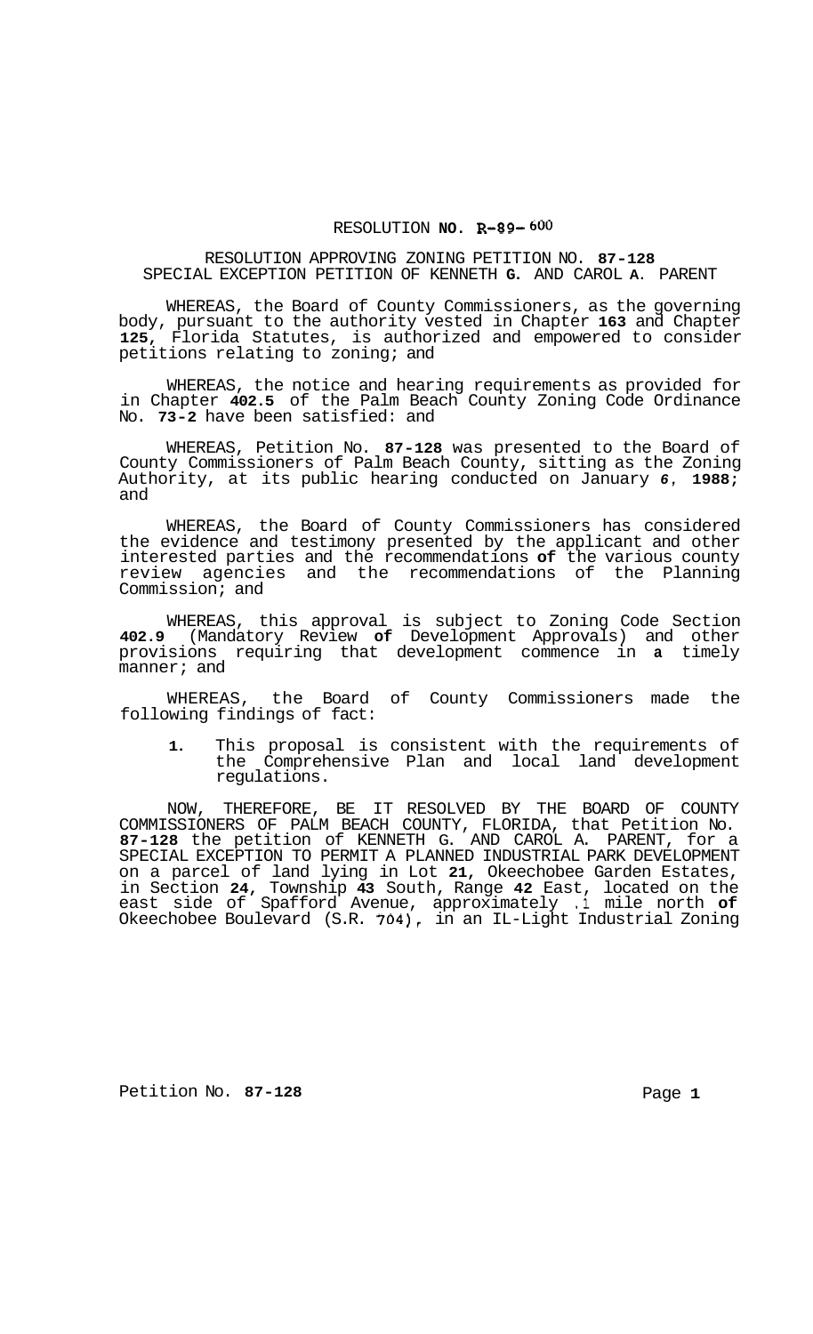# RESOLUTION NO. R-89- 600

## RESOLUTION APPROVING ZONING PETITION NO. 87-128 SPECIAL EXCEPTION PETITION OF KENNETH G. AND CAROL A. PARENT

WHEREAS, the Board of County Commissioners, as the governing body, pursuant to the authority vested in Chapter 163 and Chapter 125, Florida Statutes, is authorized and empowered to consider petitions relating to zoning; and

WHEREAS, the notice and hearing requirements as provided for in Chapter 402.5 of the Palm Beach County Zoning Code Ordinance No. 73-2 have been satisfied: and

WHEREAS, Petition No. 87-128 was presented to the Board of County Commissioners of Palm Beach County, sitting as the Zoning Authority, at its public hearing conducted on January 6, 1988; and

WHEREAS, the Board of County Commissioners has considered the evidence and testimony presented by the applicant and other interested parties and the recommendations of the various county review agencies and the recommendations of the Planning Commission; and

WHEREAS, this approval is subject to Zoning Code Section 402.9 (Mandatory Review of Development Approvals) and other provisions requiring that development commence in a timely manner; and

WHEREAS, the Board of County Commissioners made the following findings of fact:

1. This proposal is consistent with the requirements of the Comprehensive Plan and local land development regulations.

NOW, THEREFORE, BE IT RESOLVED BY THE BOARD OF COUNTY COMMISSIONERS OF PALM BEACH COUNTY, FLORIDA, that Petition No. 87-128 the petition of KENNETH G. AND CAROL A. PARENT, for a SPECIAL EXCEPTION TO PERMIT A PLANNED INDUSTRIAL PARK DEVELOPMENT on a parcel of land lying in Lot 21, Okeechobee Garden Estates, in Section 24, Township 43 South, Range 42 East, located on the east side of Spafford Avenue, approximately .1 mile north of Okeechobee Boulevard (S.R. 704), in an IL-Light Industrial Zoning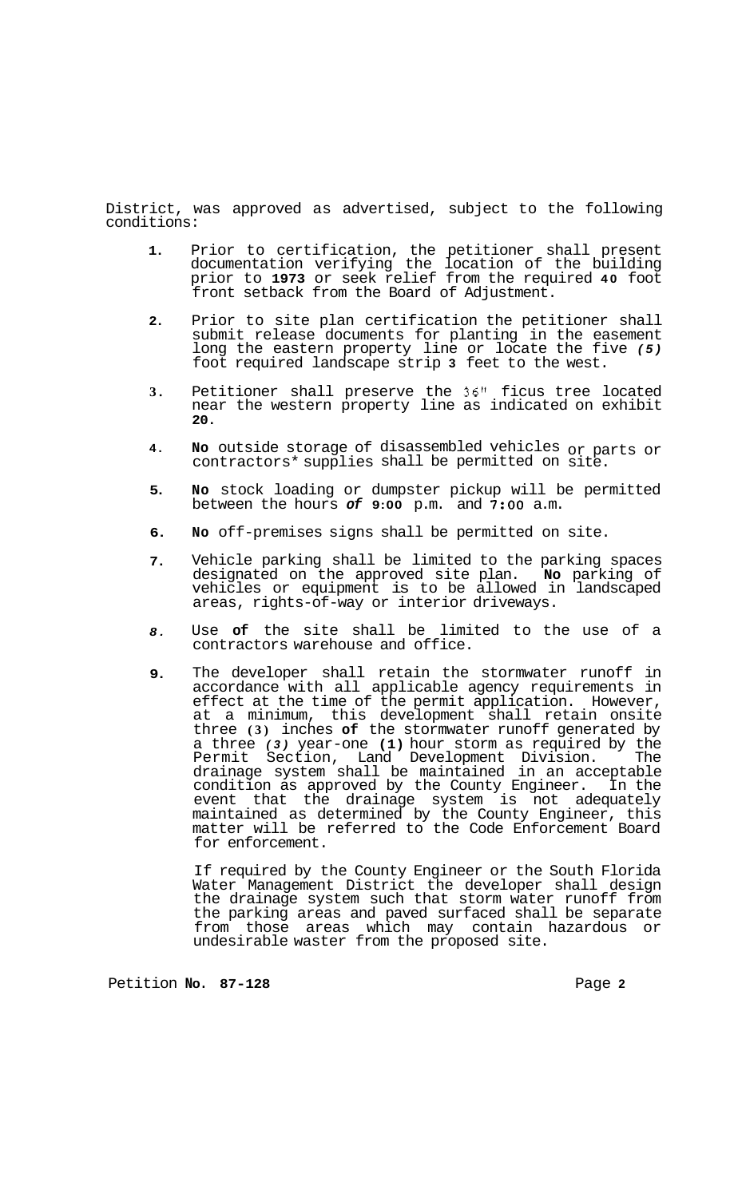District, was approved as advertised, subject to the following conditions:

1. Prior to certification, the petitioner shall present documentation verifying the location of the building prior to **1973** or seek relief from the required **40** foot front setback from the Board of Adjustment.

2. Prior to site plan certification the petitioner shall submit release documents for planting in the easement long the eastern property line or locate the five *(5)* foot required landscape strip **3** feet to the west.

3. Petitioner shall preserve the 36" ficus tree located near the western property line as indicated on exhibit **20**.

4. **No** outside storage of disassembled vehicles or parts or contractors* supplies shall be permitted on site.

5. **No** stock loading or dumpster pickup will be permitted between the hours ***of*** **9:00** p.m. and **7:00** a.m.

6. **No** off-premises signs shall be permitted on site.

7. Vehicle parking shall be limited to the parking spaces designated on the approved site plan. **No** parking of vehicles or equipment is to be allowed in landscaped areas, rights-of-way or interior driveways.

8. Use **of** the site shall be limited to the use of a contractors warehouse and office.

9. The developer shall retain the stormwater runoff in accordance with all applicable agency requirements in effect at the time of the permit application. However, at a minimum, this development shall retain onsite three **(3)** inches **of** the stormwater runoff generated by a three *(3)* year-one **(1)** hour storm as required by the Permit Section, Land Development Division. The drainage system shall be maintained in an acceptable condition as approved by the County Engineer. In the event that the drainage system is not adequately maintained as determined by the County Engineer, this matter will be referred to the Code Enforcement Board for enforcement.

   If required by the County Engineer or the South Florida Water Management District the developer shall design the drainage system such that storm water runoff from the parking areas and paved surfaced shall be separate from those areas which may contain hazardous or undesirable waster from the proposed site.

Petition **No. 87-128**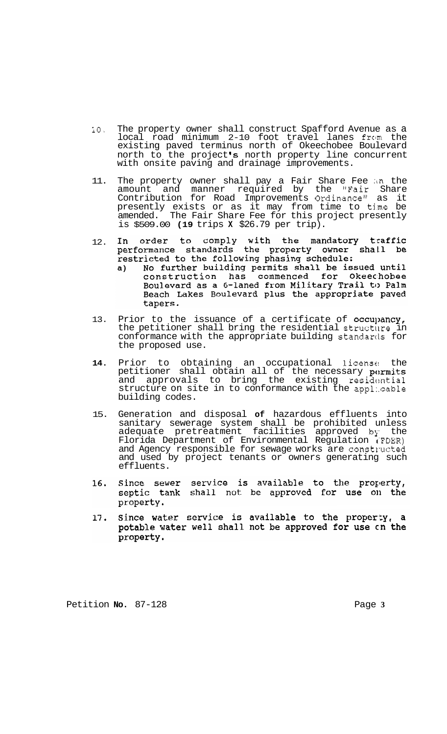10. The property owner shall construct Spafford Avenue as a local road minimum 2-10 foot travel lanes from the existing paved terminus north of Okeechobee Boulevard north to the project's north property line concurrent with onsite paving and drainage improvements.

11. The property owner shall pay a Fair Share Fee in the amount and manner required by the "Fair Share Contribution for Road Improvements Ordinance" as it presently exists or as it may from time to time be amended. The Fair Share Fee for this project presently is $509.00 (**19** trips **X** $26.79 per trip).

12. In order to comply with the mandatory traffic performance standards the property owner shall be restricted to the following phasing schedule:
    a) No further building permits shall be issued until construction has commenced for Okeechobee Boulevard as a 6-laned from Military Trail to Palm Beach Lakes Boulevard plus the appropriate paved tapers.

13. Prior to the issuance of a certificate of occupancy, the petitioner shall bring the residential structure in conformance with the appropriate building standards for the proposed use.

**14.** Prior to obtaining an occupational license the petitioner shall obtain all of the necessary permits and approvals to bring the existing residential structure on site in to conformance with the applicable building codes.

15. Generation and disposal **of** hazardous effluents into sanitary sewerage system shall be prohibited unless adequate pretreatment facilities approved by the Florida Department of Environmental Regulation (FDER) and Agency responsible for sewage works are constructed and used by project tenants or owners generating such effluents.

**16.** Since sewer service is available to the property, septic tank shall not be approved for use on the property.

**17.** Since water service is available to the property, a potable water well shall not be approved for use on the property.

Petition **No.** 87-128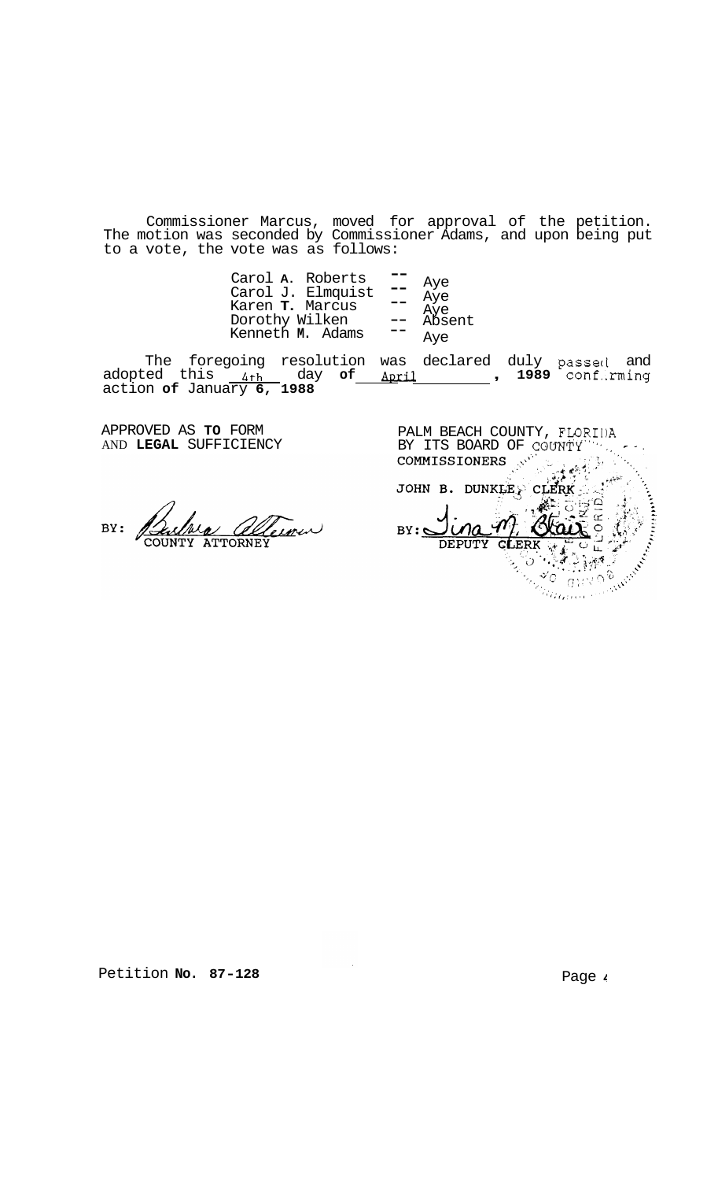Commissioner Marcus, moved for approval of the petition. The motion was seconded by Commissioner Adams, and upon being put to a vote, the vote was as follows:

| | | |
|---|---|---|
| Carol A. Roberts | -- | Aye |
| Carol J. Elmquist | -- | Aye |
| Karen T. Marcus | -- | Aye |
| Dorothy Wilken | -- | Absent |
| Kenneth M. Adams | -- | Aye |

The foregoing resolution was declared duly passed and adopted this 4th day of April, 1989 confirming action of January 6, 1988

APPROVED AS TO FORM
AND LEGAL SUFFICIENCY

BY: [signature]
COUNTY ATTORNEY

PALM BEACH COUNTY, FLORIDA
BY ITS BOARD OF COUNTY
COMMISSIONERS

JOHN B. DUNKLE, CLERK

BY: [signature]
DEPUTY CLERK

Petition No. 87-128